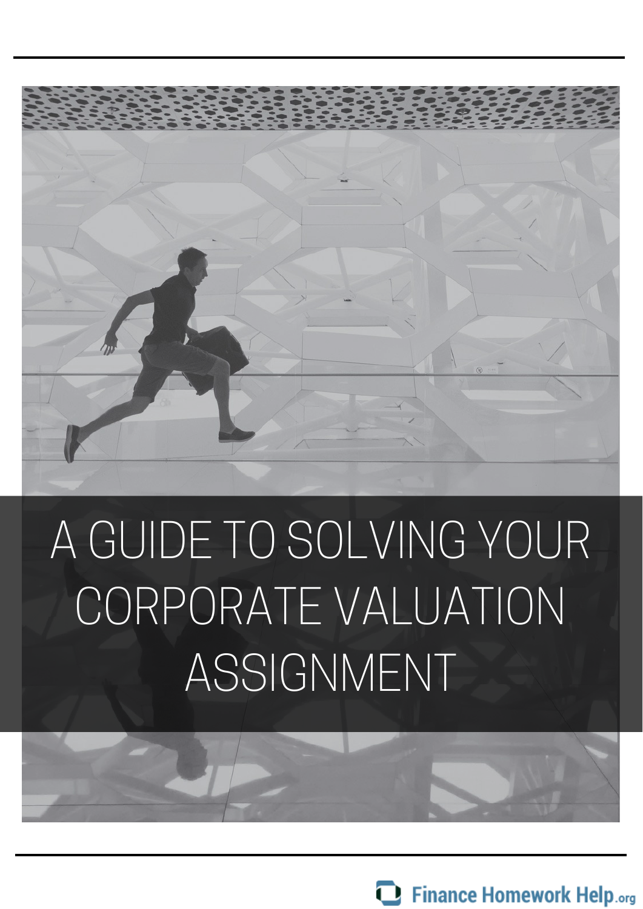# A GUIDE TO SOLVING YOUR CORPORATE VALUATION ASSIGNMENT

Finance Homework Help.org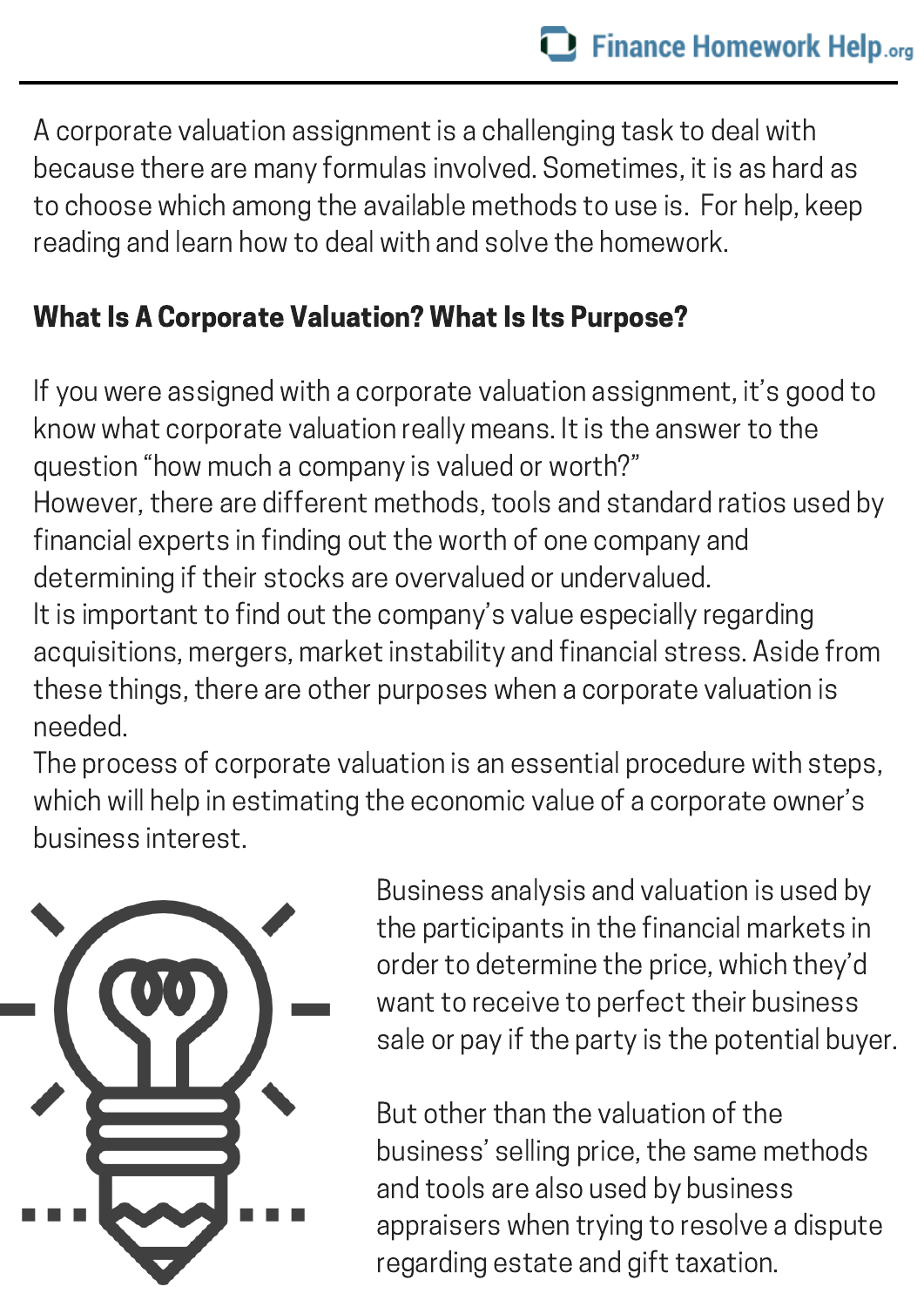A corporate valuation assignment is a challenging task to deal with because there are many formulas involved. Sometimes, it is as hard as to choose which among the available methods to use is. For help, keep reading and learn how to deal with and solve the homework.

## What Is A Corporate Valuation? What Is Its Purpose?

If you were assigned with a corporate valuation assignment, it's good to know what corporate valuation really means. It is the answer to the question "how much a company is valued or worth?"
However, there are different methods, tools and standard ratios used by financial experts in finding out the worth of one company and determining if their stocks are overvalued or undervalued.
It is important to find out the company's value especially regarding acquisitions, mergers, market instability and financial stress. Aside from these things, there are other purposes when a corporate valuation is needed.
The process of corporate valuation is an essential procedure with steps, which will help in estimating the economic value of a corporate owner's business interest.

Business analysis and valuation is used by the participants in the financial markets in order to determine the price, which they'd want to receive to perfect their business sale or pay if the party is the potential buyer.

But other than the valuation of the business' selling price, the same methods and tools are also used by business appraisers when trying to resolve a dispute regarding estate and gift taxation.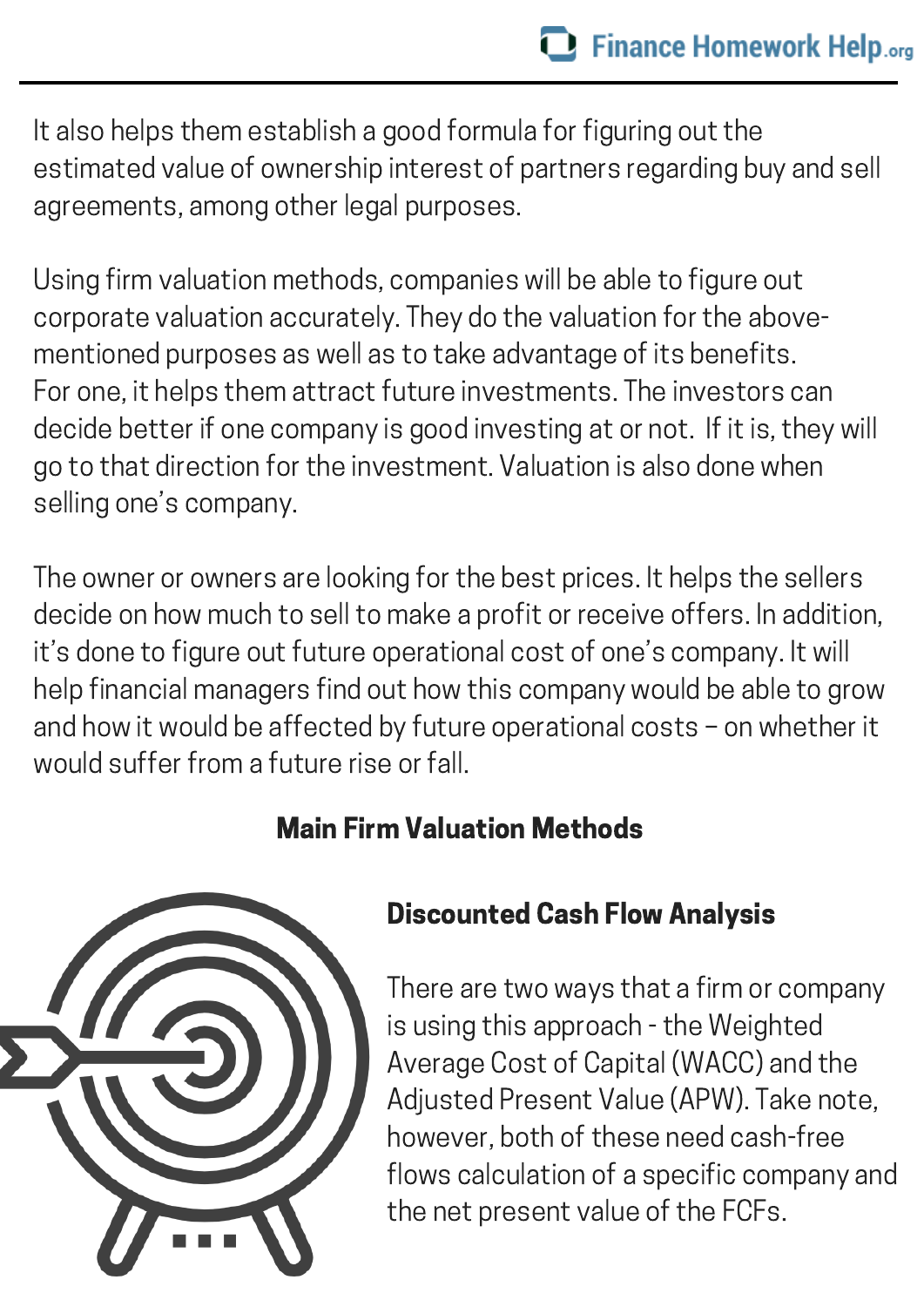It also helps them establish a good formula for figuring out the estimated value of ownership interest of partners regarding buy and sell agreements, among other legal purposes.

Using firm valuation methods, companies will be able to figure out corporate valuation accurately. They do the valuation for the above-mentioned purposes as well as to take advantage of its benefits. For one, it helps them attract future investments. The investors can decide better if one company is good investing at or not. If it is, they will go to that direction for the investment. Valuation is also done when selling one's company.

The owner or owners are looking for the best prices. It helps the sellers decide on how much to sell to make a profit or receive offers. In addition, it's done to figure out future operational cost of one's company. It will help financial managers find out how this company would be able to grow and how it would be affected by future operational costs – on whether it would suffer from a future rise or fall.

## Main Firm Valuation Methods

### Discounted Cash Flow Analysis

There are two ways that a firm or company is using this approach - the Weighted Average Cost of Capital (WACC) and the Adjusted Present Value (APW). Take note, however, both of these need cash-free flows calculation of a specific company and the net present value of the FCFs.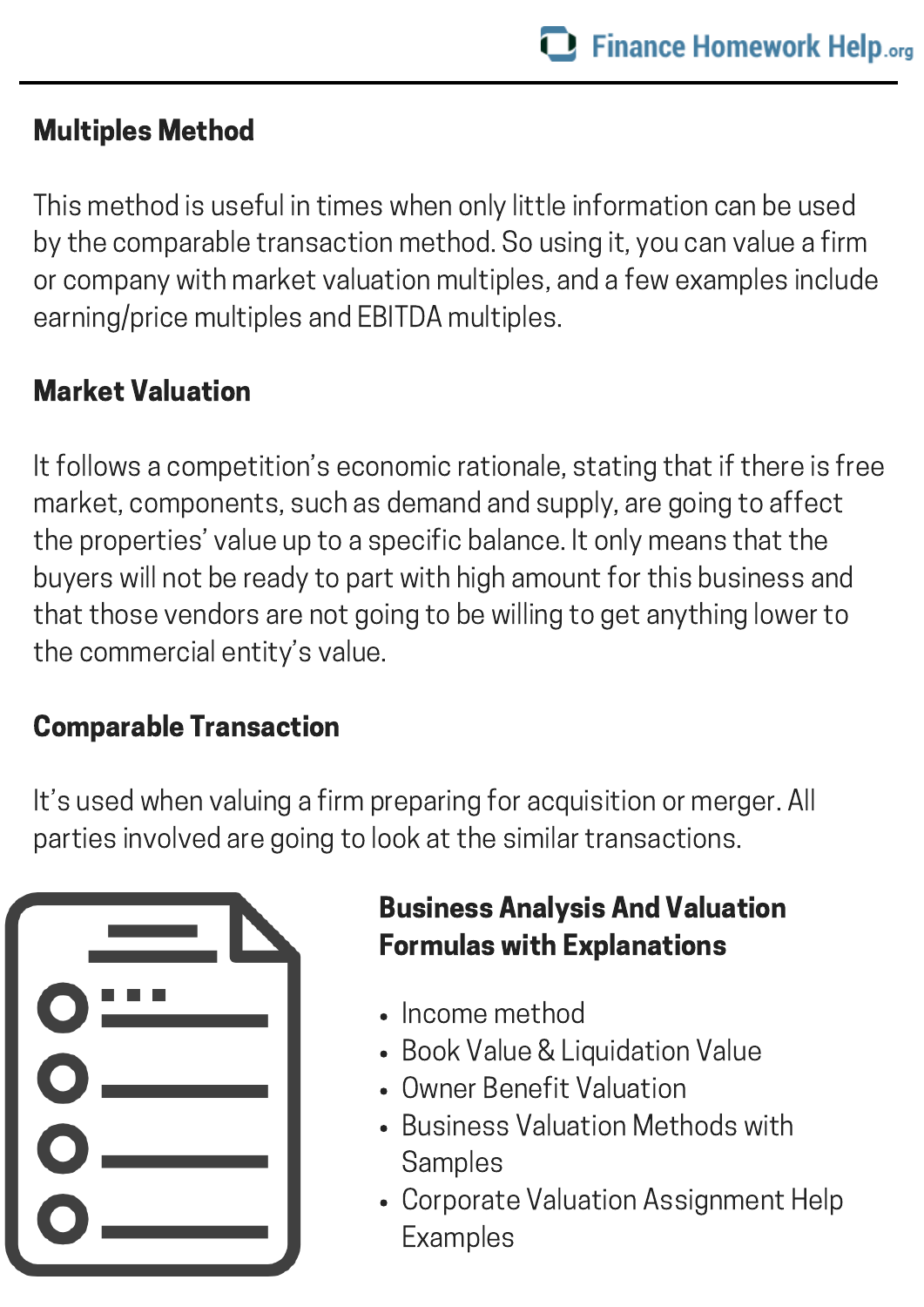## Multiples Method

This method is useful in times when only little information can be used by the comparable transaction method. So using it, you can value a firm or company with market valuation multiples, and a few examples include earning/price multiples and EBITDA multiples.

## Market Valuation

It follows a competition's economic rationale, stating that if there is free market, components, such as demand and supply, are going to affect the properties' value up to a specific balance. It only means that the buyers will not be ready to part with high amount for this business and that those vendors are not going to be willing to get anything lower to the commercial entity's value.

## Comparable Transaction

It's used when valuing a firm preparing for acquisition or merger. All parties involved are going to look at the similar transactions.

## Business Analysis And Valuation Formulas with Explanations

- Income method
- Book Value & Liquidation Value
- Owner Benefit Valuation
- Business Valuation Methods with Samples
- Corporate Valuation Assignment Help Examples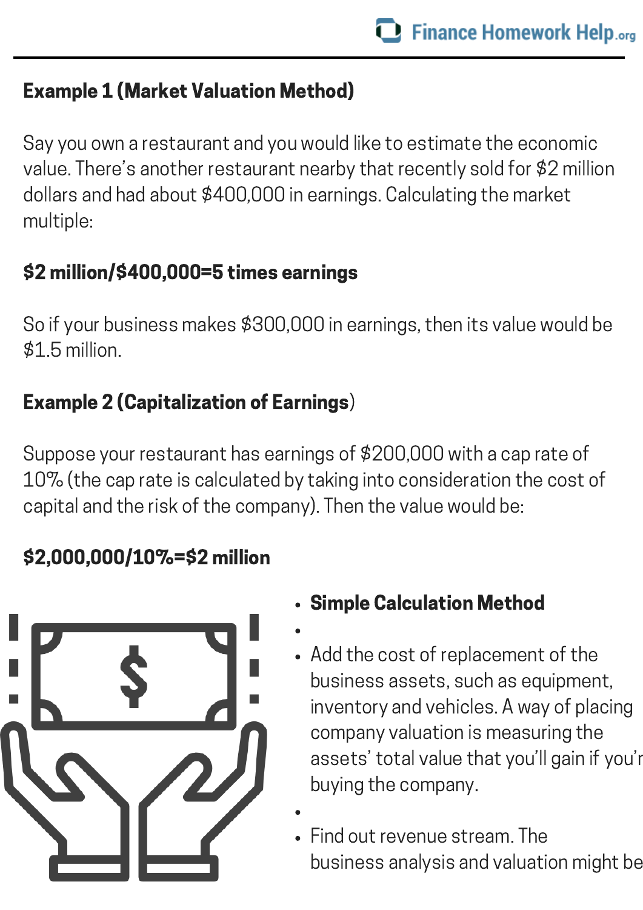**Example 1 (Market Valuation Method)**

Say you own a restaurant and you would like to estimate the economic value. There's another restaurant nearby that recently sold for $2 million dollars and had about $400,000 in earnings. Calculating the market multiple:

**$2 million/$400,000=5 times earnings**

So if your business makes $300,000 in earnings, then its value would be $1.5 million.

**Example 2 (Capitalization of Earnings)**

Suppose your restaurant has earnings of $200,000 with a cap rate of 10% (the cap rate is calculated by taking into consideration the cost of capital and the risk of the company). Then the value would be:

**$2,000,000/10%=$2 million**

- **Simple Calculation Method**
- 
- Add the cost of replacement of the business assets, such as equipment, inventory and vehicles. A way of placing company valuation is measuring the assets' total value that you'll gain if you'r buying the company.
- 
- Find out revenue stream. The business analysis and valuation might be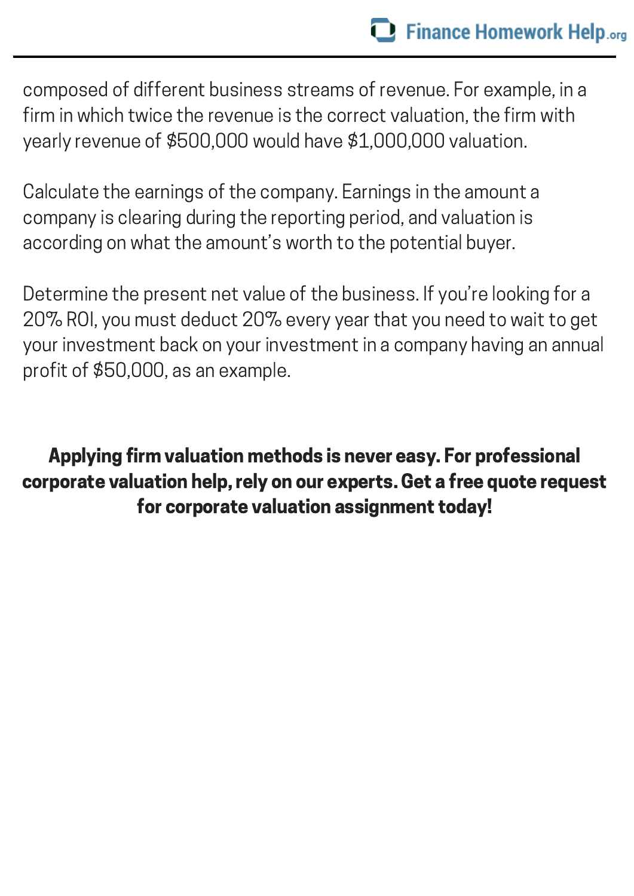composed of different business streams of revenue. For example, in a firm in which twice the revenue is the correct valuation, the firm with yearly revenue of $500,000 would have $1,000,000 valuation.

Calculate the earnings of the company. Earnings in the amount a company is clearing during the reporting period, and valuation is according on what the amount's worth to the potential buyer.

Determine the present net value of the business. If you're looking for a 20% ROI, you must deduct 20% every year that you need to wait to get your investment back on your investment in a company having an annual profit of $50,000, as an example.

**Applying firm valuation methods is never easy. For professional corporate valuation help, rely on our experts. Get a free quote request for corporate valuation assignment today!**